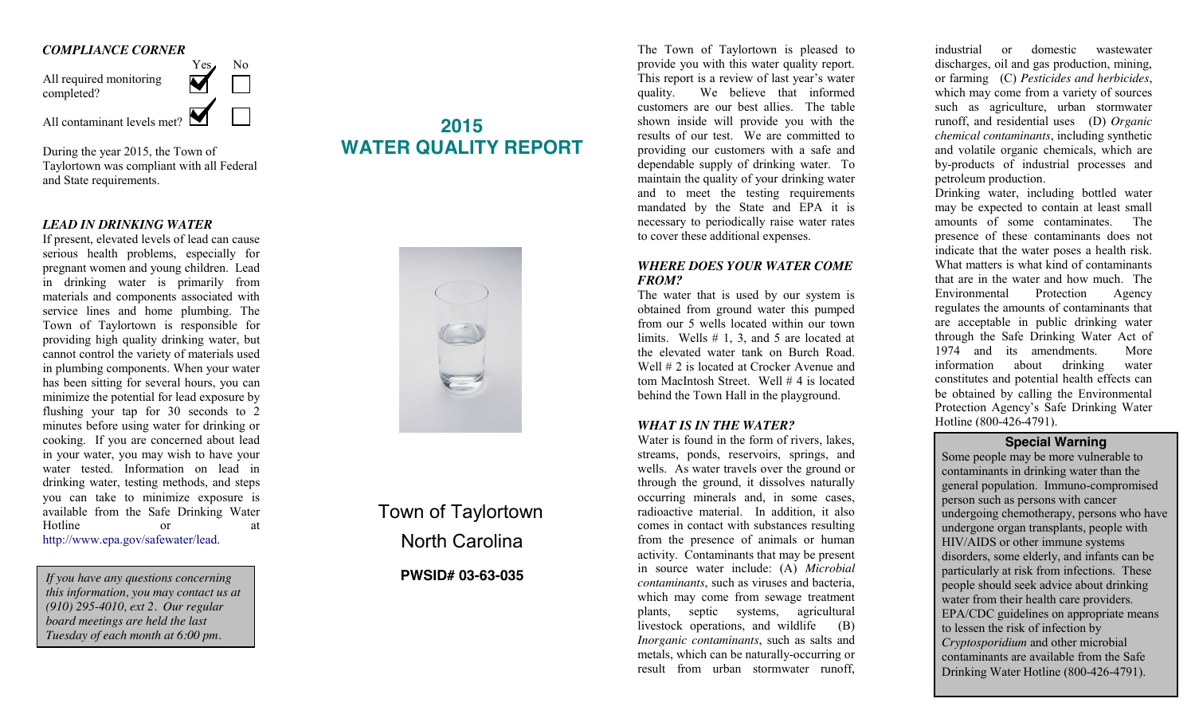### *COMPLIANCE CORNER*

| | Yes | No |
|---|---|---|
| All required monitoring completed? | ☑ | ☐ |
| All contaminant levels met? | ☑ | ☐ |

During the year 2015, the Town of Taylortown was compliant with all Federal and State requirements.

### *LEAD IN DRINKING WATER*

If present, elevated levels of lead can cause serious health problems, especially for pregnant women and young children. Lead in drinking water is primarily from materials and components associated with service lines and home plumbing. The Town of Taylortown is responsible for providing high quality drinking water, but cannot control the variety of materials used in plumbing components. When your water has been sitting for several hours, you can minimize the potential for lead exposure by flushing your tap for 30 seconds to 2 minutes before using water for drinking or cooking. If you are concerned about lead in your water, you may wish to have your water tested. Information on lead in drinking water, testing methods, and steps you can take to minimize exposure is available from the Safe Drinking Water Hotline or at http://www.epa.gov/safewater/lead.

*If you have any questions concerning this information, you may contact us at (910) 295-4010, ext 2. Our regular board meetings are held the last Tuesday of each month at 6:00 pm.*

# 2015 WATER QUALITY REPORT

Town of Taylortown

North Carolina

**PWSID# 03-63-035**

The Town of Taylortown is pleased to provide you with this water quality report. This report is a review of last year's water quality. We believe that informed customers are our best allies. The table shown inside will provide you with the results of our test. We are committed to providing our customers with a safe and dependable supply of drinking water. To maintain the quality of your drinking water and to meet the testing requirements mandated by the State and EPA it is necessary to periodically raise water rates to cover these additional expenses.

### *WHERE DOES YOUR WATER COME FROM?*

The water that is used by our system is obtained from ground water this pumped from our 5 wells located within our town limits. Wells # 1, 3, and 5 are located at the elevated water tank on Burch Road. Well # 2 is located at Crocker Avenue and tom MacIntosh Street. Well # 4 is located behind the Town Hall in the playground.

### *WHAT IS IN THE WATER?*

Water is found in the form of rivers, lakes, streams, ponds, reservoirs, springs, and wells. As water travels over the ground or through the ground, it dissolves naturally occurring minerals and, in some cases, radioactive material. In addition, it also comes in contact with substances resulting from the presence of animals or human activity. Contaminants that may be present in source water include: (A) *Microbial contaminants*, such as viruses and bacteria, which may come from sewage treatment plants, septic systems, agricultural livestock operations, and wildlife (B) *Inorganic contaminants*, such as salts and metals, which can be naturally-occurring or result from urban stormwater runoff, industrial or domestic wastewater discharges, oil and gas production, mining, or farming (C) *Pesticides and herbicides*, which may come from a variety of sources such as agriculture, urban stormwater runoff, and residential uses (D) *Organic chemical contaminants*, including synthetic and volatile organic chemicals, which are by-products of industrial processes and petroleum production.

Drinking water, including bottled water may be expected to contain at least small amounts of some contaminates. The presence of these contaminants does not indicate that the water poses a health risk. What matters is what kind of contaminants that are in the water and how much. The Environmental Protection Agency regulates the amounts of contaminants that are acceptable in public drinking water through the Safe Drinking Water Act of 1974 and its amendments. More information about drinking water constitutes and potential health effects can be obtained by calling the Environmental Protection Agency's Safe Drinking Water Hotline (800-426-4791).

**Special Warning**

Some people may be more vulnerable to contaminants in drinking water than the general population. Immuno-compromised person such as persons with cancer undergoing chemotherapy, persons who have undergone organ transplants, people with HIV/AIDS or other immune systems disorders, some elderly, and infants can be particularly at risk from infections. These people should seek advice about drinking water from their health care providers. EPA/CDC guidelines on appropriate means to lessen the risk of infection by *Cryptosporidium* and other microbial contaminants are available from the Safe Drinking Water Hotline (800-426-4791).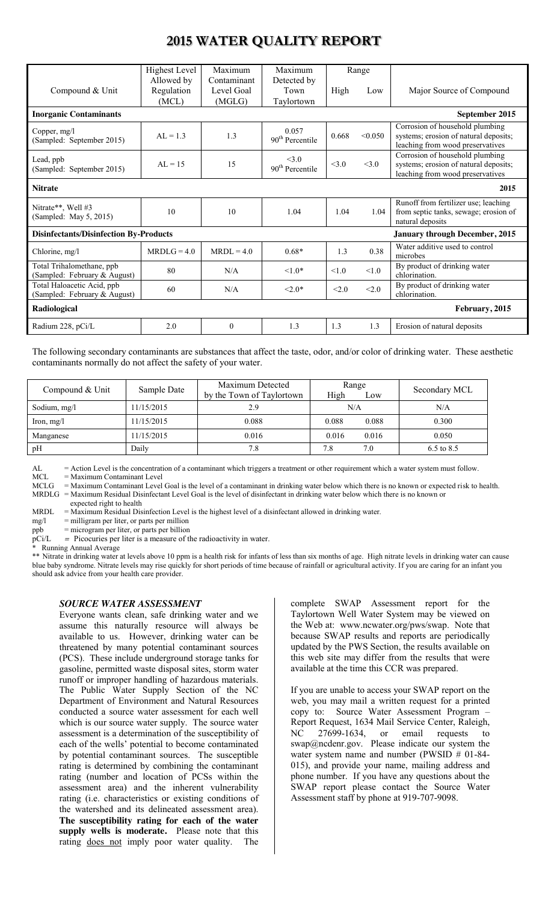# 2015 WATER QUALITY REPORT

| Compound & Unit | Highest Level Allowed by Regulation (MCL) | Maximum Contaminant Level Goal (MGLG) | Maximum Detected by Town Taylortown | Range High | Range Low | Major Source of Compound |
|---|---|---|---|---|---|---|
| **Inorganic Contaminants** | | | | | | **September 2015** |
| Copper, mg/l (Sampled: September 2015) | AL = 1.3 | 1.3 | 0.057 90th Percentile | 0.668 | <0.050 | Corrosion of household plumbing systems; erosion of natural deposits; leaching from wood preservatives |
| Lead, ppb (Sampled: September 2015) | AL = 15 | 15 | <3.0 90th Percentile | <3.0 | <3.0 | Corrosion of household plumbing systems; erosion of natural deposits; leaching from wood preservatives |
| **Nitrate** | | | | | | **2015** |
| Nitrate**, Well #3 (Sampled: May 5, 2015) | 10 | 10 | 1.04 | 1.04 | 1.04 | Runoff from fertilizer use; leaching from septic tanks, sewage; erosion of natural deposits |
| **Disinfectants/Disinfection By-Products** | | | | | | **January through December, 2015** |
| Chlorine, mg/l | MRDLG = 4.0 | MRDL = 4.0 | 0.68* | 1.3 | 0.38 | Water additive used to control microbes |
| Total Trihalomethane, ppb (Sampled: February & August) | 80 | N/A | <1.0* | <1.0 | <1.0 | By product of drinking water chlorination. |
| Total Haloacetic Acid, ppb (Sampled: February & August) | 60 | N/A | <2.0* | <2.0 | <2.0 | By product of drinking water chlorination. |
| **Radiological** | | | | | | **February, 2015** |
| Radium 228, pCi/L | 2.0 | 0 | 1.3 | 1.3 | 1.3 | Erosion of natural deposits |

The following secondary contaminants are substances that affect the taste, odor, and/or color of drinking water. These aesthetic contaminants normally do not affect the safety of your water.

| Compound & Unit | Sample Date | Maximum Detected by the Town of Taylortown | Range High | Range Low | Secondary MCL |
|---|---|---|---|---|---|
| Sodium, mg/l | 11/15/2015 | 2.9 | N/A | | N/A |
| Iron, mg/l | 11/15/2015 | 0.088 | 0.088 | 0.088 | 0.300 |
| Manganese | 11/15/2015 | 0.016 | 0.016 | 0.016 | 0.050 |
| pH | Daily | 7.8 | 7.8 | 7.0 | 6.5 to 8.5 |

AL = Action Level is the concentration of a contaminant which triggers a treatment or other requirement which a water system must follow.
MCL = Maximum Contaminant Level
MCLG = Maximum Contaminant Level Goal is the level of a contaminant in drinking water below which there is no known or expected risk to health.
MRDLG = Maximum Residual Disinfectant Level Goal is the level of disinfectant in drinking water below which there is no known or expected right to health
MRDL = Maximum Residual Disinfection Level is the highest level of a disinfectant allowed in drinking water.
mg/l = milligram per liter, or parts per million
ppb = microgram per liter, or parts per billion
pCi/L = Picocuries per liter is a measure of the radioactivity in water.
* Running Annual Average
** Nitrate in drinking water at levels above 10 ppm is a health risk for infants of less than six months of age. High nitrate levels in drinking water can cause blue baby syndrome. Nitrate levels may rise quickly for short periods of time because of rainfall or agricultural activity. If you are caring for an infant you should ask advice from your health care provider.

## *SOURCE WATER ASSESSMENT*

Everyone wants clean, safe drinking water and we assume this naturally resource will always be available to us. However, drinking water can be threatened by many potential contaminant sources (PCS). These include underground storage tanks for gasoline, permitted waste disposal sites, storm water runoff or improper handling of hazardous materials. The Public Water Supply Section of the NC Department of Environment and Natural Resources conducted a source water assessment for each well which is our source water supply. The source water assessment is a determination of the susceptibility of each of the wells' potential to become contaminated by potential contaminant sources. The susceptible rating is determined by combining the contaminant rating (number and location of PCSs within the assessment area) and the inherent vulnerability rating (i.e. characteristics or existing conditions of the watershed and its delineated assessment area). **The susceptibility rating for each of the water supply wells is moderate.** Please note that this rating does not imply poor water quality. The complete SWAP Assessment report for the Taylortown Well Water System may be viewed on the Web at: www.ncwater.org/pws/swap. Note that because SWAP results and reports are periodically updated by the PWS Section, the results available on this web site may differ from the results that were available at the time this CCR was prepared.

If you are unable to access your SWAP report on the web, you may mail a written request for a printed copy to: Source Water Assessment Program – Report Request, 1634 Mail Service Center, Raleigh, NC 27699-1634, or email requests to swap@ncdenr.gov. Please indicate our system the water system name and number (PWSID # 01-84-015), and provide your name, mailing address and phone number. If you have any questions about the SWAP report please contact the Source Water Assessment staff by phone at 919-707-9098.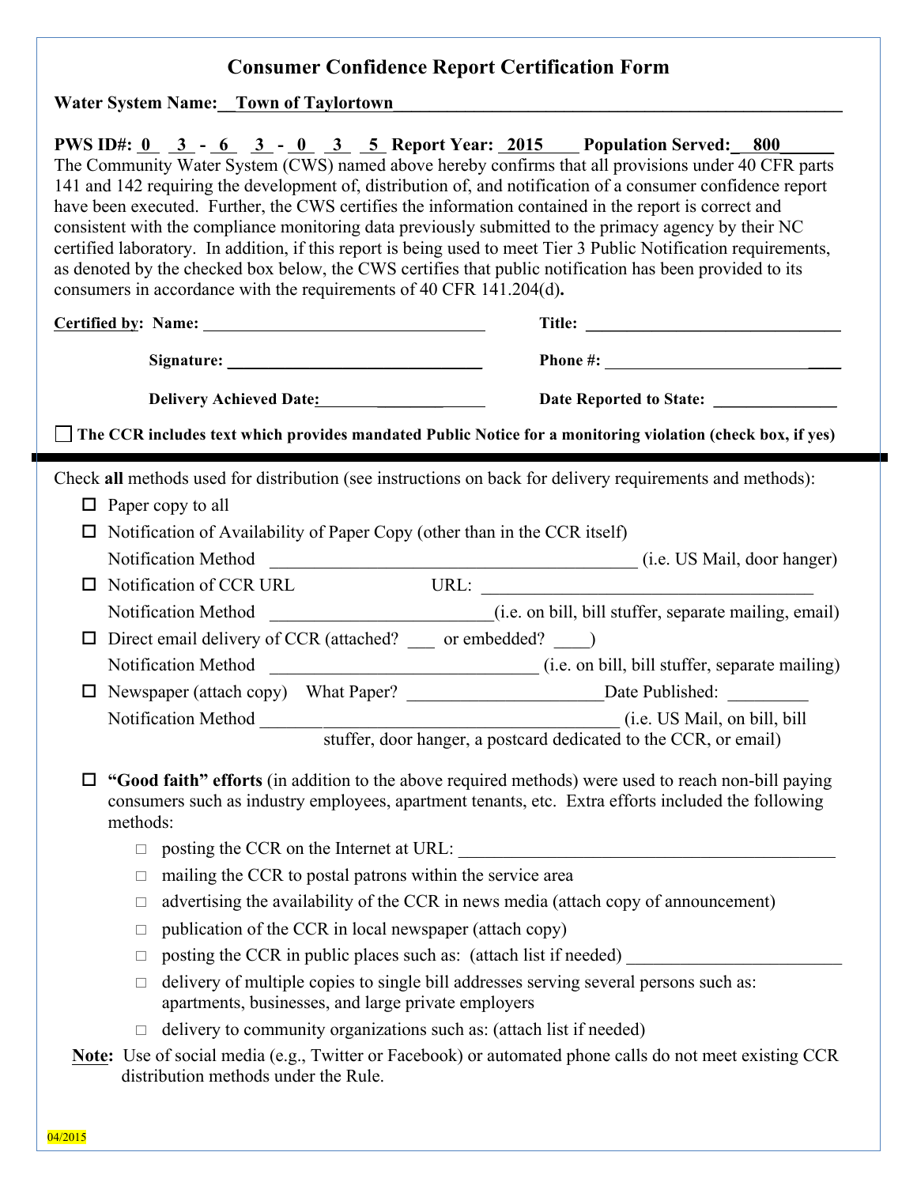# Consumer Confidence Report Certification Form

**Water System Name:** __Town of Taylortown______________________________________________________

**PWS ID#:** 0 3 - 6 3 - 0 3 5 **Report Year:** 2015 **Population Served:** 800

The Community Water System (CWS) named above hereby confirms that all provisions under 40 CFR parts 141 and 142 requiring the development of, distribution of, and notification of a consumer confidence report have been executed. Further, the CWS certifies the information contained in the report is correct and consistent with the compliance monitoring data previously submitted to the primacy agency by their NC certified laboratory. In addition, if this report is being used to meet Tier 3 Public Notification requirements, as denoted by the checked box below, the CWS certifies that public notification has been provided to its consumers in accordance with the requirements of 40 CFR 141.204(d)**.**

**Certified by: Name:** ________________________________ **Title:** ______________________________

**Signature:** ______________________________ **Phone #:** ______________________________

**Delivery Achieved Date:** ____________________ **Date Reported to State:** ______________

☐ **The CCR includes text which provides mandated Public Notice for a monitoring violation (check box, if yes)**

---

Check **all** methods used for distribution (see instructions on back for delivery requirements and methods):

- ☐ Paper copy to all
- ☐ Notification of Availability of Paper Copy (other than in the CCR itself)
  Notification Method ________________________________________ (i.e. US Mail, door hanger)
- ☐ Notification of CCR URL URL: ____________________________________
  Notification Method ________________________(i.e. on bill, bill stuffer, separate mailing, email)
- ☐ Direct email delivery of CCR (attached? ___ or embedded? ____)
  Notification Method ______________________________ (i.e. on bill, bill stuffer, separate mailing)
- ☐ Newspaper (attach copy) What Paper? _____________________Date Published: _________
  Notification Method __________________________________________ (i.e. US Mail, on bill, bill stuffer, door hanger, a postcard dedicated to the CCR, or email)

- ☐ **"Good faith" efforts** (in addition to the above required methods) were used to reach non-bill paying consumers such as industry employees, apartment tenants, etc. Extra efforts included the following methods:
  - ☐ posting the CCR on the Internet at URL: ________________________________________
  - ☐ mailing the CCR to postal patrons within the service area
  - ☐ advertising the availability of the CCR in news media (attach copy of announcement)
  - ☐ publication of the CCR in local newspaper (attach copy)
  - ☐ posting the CCR in public places such as: (attach list if needed) _______________________
  - ☐ delivery of multiple copies to single bill addresses serving several persons such as: apartments, businesses, and large private employers
  - ☐ delivery to community organizations such as: (attach list if needed)

**Note:** Use of social media (e.g., Twitter or Facebook) or automated phone calls do not meet existing CCR distribution methods under the Rule.

04/2015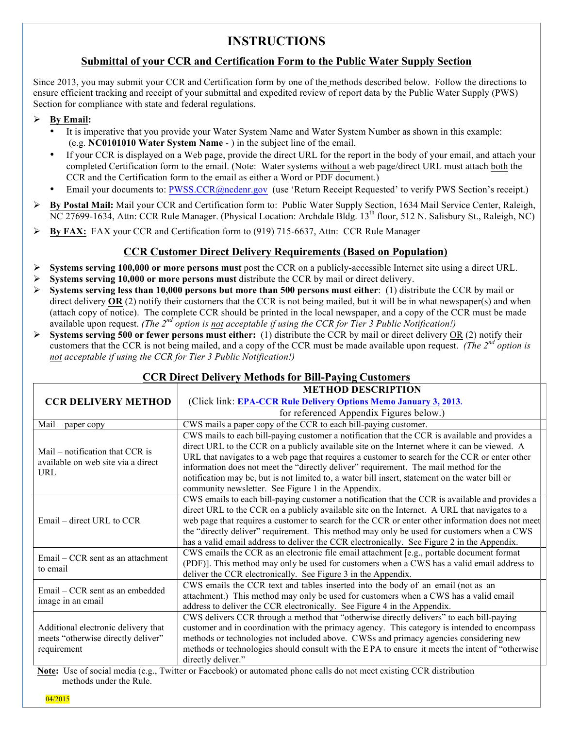# INSTRUCTIONS

## Submittal of your CCR and Certification Form to the Public Water Supply Section

Since 2013, you may submit your CCR and Certification form by one of the methods described below. Follow the directions to ensure efficient tracking and receipt of your submittal and expedited review of report data by the Public Water Supply (PWS) Section for compliance with state and federal regulations.

- **By Email:**
  - It is imperative that you provide your Water System Name and Water System Number as shown in this example: (e.g. **NC0101010 Water System Name** - ) in the subject line of the email.
  - If your CCR is displayed on a Web page, provide the direct URL for the report in the body of your email, and attach your completed Certification form to the email. (Note: Water systems without a web page/direct URL must attach both the CCR and the Certification form to the email as either a Word or PDF document.)
  - Email your documents to: PWSS.CCR@ncdenr.gov (use 'Return Receipt Requested' to verify PWS Section's receipt.)
- **By Postal Mail:** Mail your CCR and Certification form to: Public Water Supply Section, 1634 Mail Service Center, Raleigh, NC 27699-1634, Attn: CCR Rule Manager. (Physical Location: Archdale Bldg. 13th floor, 512 N. Salisbury St., Raleigh, NC)
- **By FAX:** FAX your CCR and Certification form to (919) 715-6637, Attn: CCR Rule Manager

## CCR Customer Direct Delivery Requirements (Based on Population)

- **Systems serving 100,000 or more persons must** post the CCR on a publicly-accessible Internet site using a direct URL.
- **Systems serving 10,000 or more persons must** distribute the CCR by mail or direct delivery.
- **Systems serving less than 10,000 persons but more than 500 persons must either**: (1) distribute the CCR by mail or direct delivery **OR** (2) notify their customers that the CCR is not being mailed, but it will be in what newspaper(s) and when (attach copy of notice). The complete CCR should be printed in the local newspaper, and a copy of the CCR must be made available upon request. *(The 2nd option is not acceptable if using the CCR for Tier 3 Public Notification!)*
- **Systems serving 500 or fewer persons must either:** (1) distribute the CCR by mail or direct delivery OR (2) notify their customers that the CCR is not being mailed, and a copy of the CCR must be made available upon request. *(The 2nd option is not acceptable if using the CCR for Tier 3 Public Notification!)*

### CCR Direct Delivery Methods for Bill-Paying Customers

| CCR DELIVERY METHOD | METHOD DESCRIPTION (Click link: **EPA-CCR Rule Delivery Options Memo January 3, 2013**. for referenced Appendix Figures below.) |
|---|---|
| Mail – paper copy | CWS mails a paper copy of the CCR to each bill-paying customer. |
| Mail – notification that CCR is available on web site via a direct URL | CWS mails to each bill-paying customer a notification that the CCR is available and provides a direct URL to the CCR on a publicly available site on the Internet where it can be viewed. A URL that navigates to a web page that requires a customer to search for the CCR or enter other information does not meet the "directly deliver" requirement. The mail method for the notification may be, but is not limited to, a water bill insert, statement on the water bill or community newsletter. See Figure 1 in the Appendix. |
| Email – direct URL to CCR | CWS emails to each bill-paying customer a notification that the CCR is available and provides a direct URL to the CCR on a publicly available site on the Internet. A URL that navigates to a web page that requires a customer to search for the CCR or enter other information does not meet the "directly deliver" requirement. This method may only be used for customers when a CWS has a valid email address to deliver the CCR electronically. See Figure 2 in the Appendix. |
| Email – CCR sent as an attachment to email | CWS emails the CCR as an electronic file email attachment [e.g., portable document format (PDF)]. This method may only be used for customers when a CWS has a valid email address to deliver the CCR electronically. See Figure 3 in the Appendix. |
| Email – CCR sent as an embedded image in an email | CWS emails the CCR text and tables inserted into the body of an email (not as an attachment.) This method may only be used for customers when a CWS has a valid email address to deliver the CCR electronically. See Figure 4 in the Appendix. |
| Additional electronic delivery that meets "otherwise directly deliver" requirement | CWS delivers CCR through a method that "otherwise directly delivers" to each bill-paying customer and in coordination with the primacy agency. This category is intended to encompass methods or technologies not included above. CWSs and primacy agencies considering new methods or technologies should consult with the EPA to ensure it meets the intent of "otherwise directly deliver." |

**Note:** Use of social media (e.g., Twitter or Facebook) or automated phone calls do not meet existing CCR distribution methods under the Rule.

04/2015